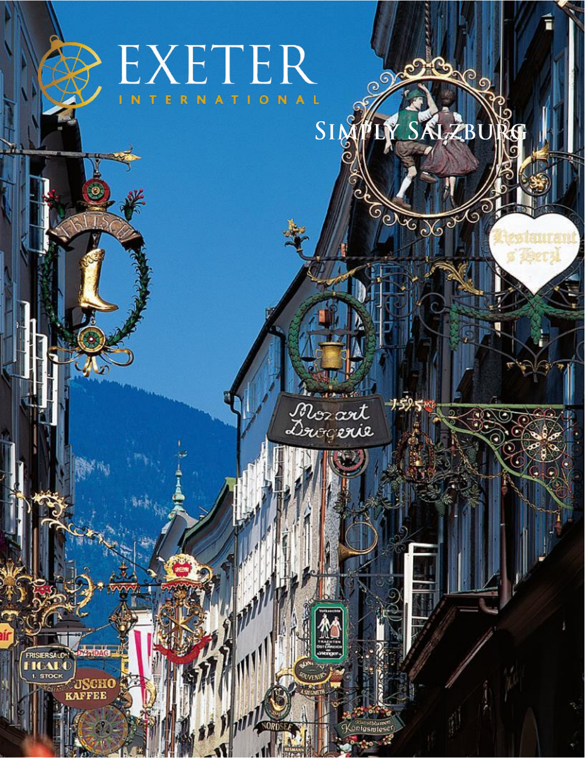# EXETER

INTERNATIONAL

## Simply Salzburg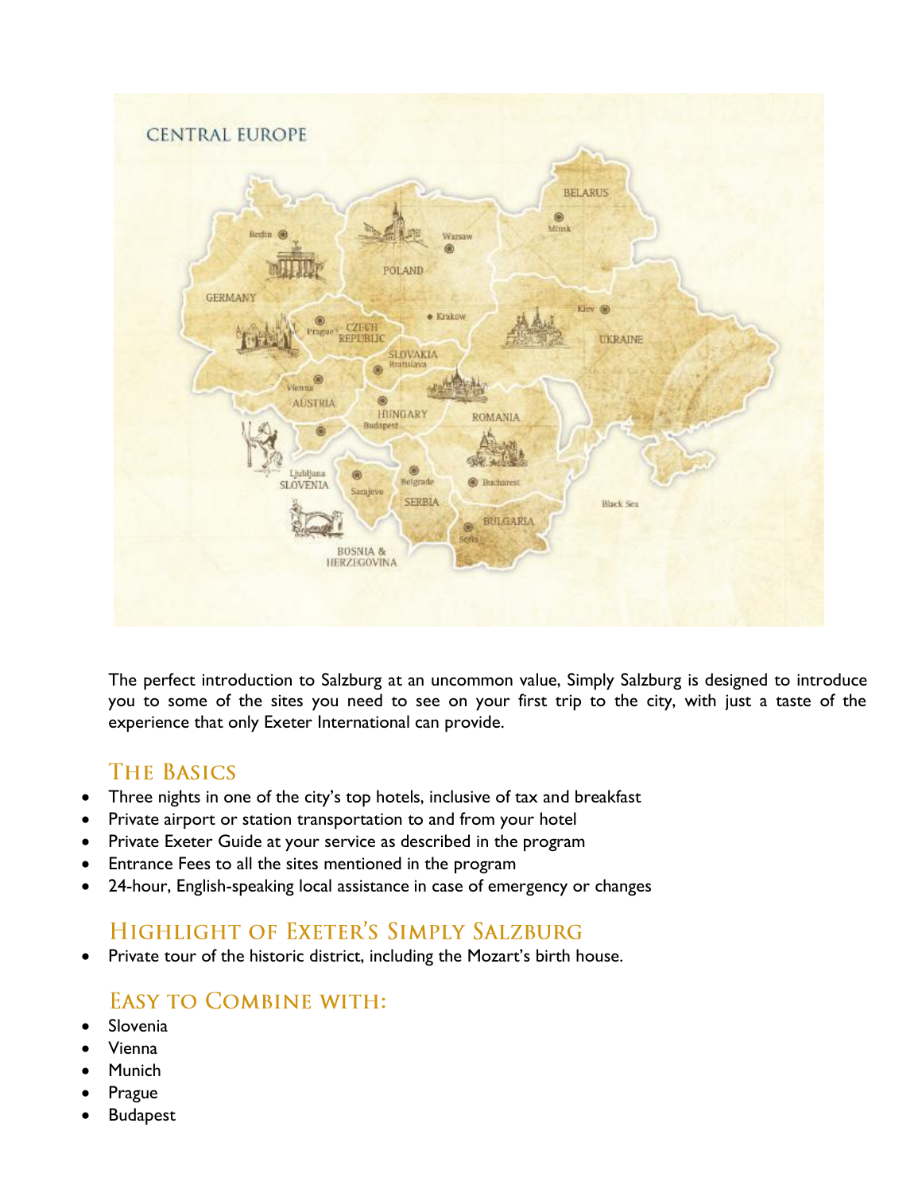The perfect introduction to Salzburg at an uncommon value, Simply Salzburg is designed to introduce you to some of the sites you need to see on your first trip to the city, with just a taste of the experience that only Exeter International can provide.

## The Basics

- Three nights in one of the city's top hotels, inclusive of tax and breakfast
- Private airport or station transportation to and from your hotel
- Private Exeter Guide at your service as described in the program
- Entrance Fees to all the sites mentioned in the program
- 24-hour, English-speaking local assistance in case of emergency or changes

## Highlight of Exeter's Simply Salzburg

- Private tour of the historic district, including the Mozart's birth house.

## Easy to Combine with:

- Slovenia
- Vienna
- Munich
- Prague
- Budapest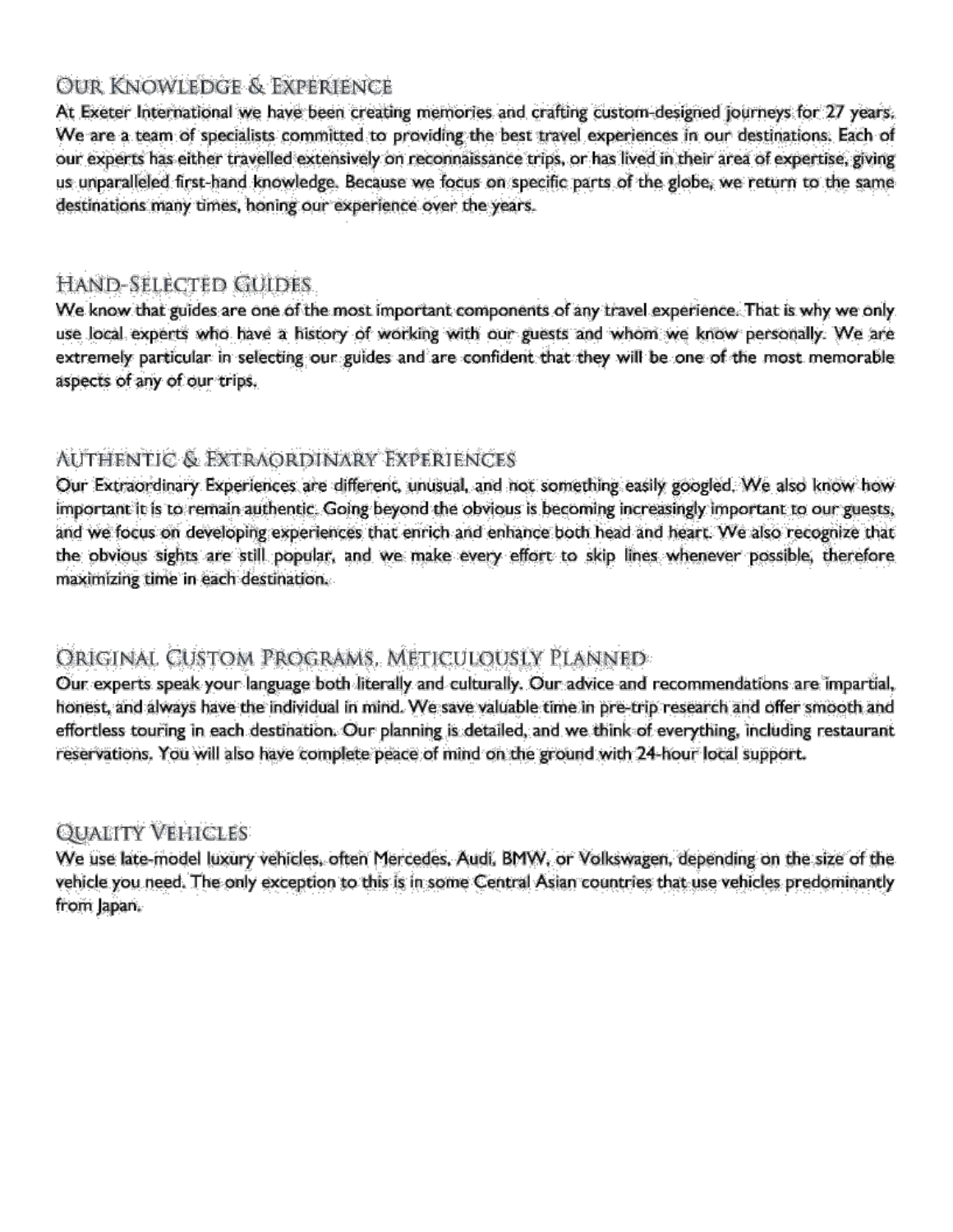## Our Knowledge & Experience

At Exeter International we have been creating memories and crafting custom-designed journeys for 27 years. We are a team of specialists committed to providing the best travel experiences in our destinations. Each of our experts has either travelled extensively on reconnaissance trips, or has lived in their area of expertise, giving us unparalleled first-hand knowledge. Because we focus on specific parts of the globe, we return to the same destinations many times, honing our experience over the years.

## Hand-Selected Guides

We know that guides are one of the most important components of any travel experience. That is why we only use local experts who have a history of working with our guests and whom we know personally. We are extremely particular in selecting our guides and are confident that they will be one of the most memorable aspects of any of our trips.

## Authentic & Extraordinary Experiences

Our Extraordinary Experiences are different, unusual, and not something easily googled. We also know how important it is to remain authentic. Going beyond the obvious is becoming increasingly important to our guests, and we focus on developing experiences that enrich and enhance both head and heart. We also recognize that the obvious sights are still popular, and we make every effort to skip lines whenever possible, therefore maximizing time in each destination.

## Original Custom Programs, Meticulously Planned

Our experts speak your language both literally and culturally. Our advice and recommendations are impartial, honest, and always have the individual in mind. We save valuable time in pre-trip research and offer smooth and effortless touring in each destination. Our planning is detailed, and we think of everything, including restaurant reservations. You will also have complete peace of mind on the ground with 24-hour local support.

## Quality Vehicles

We use late-model luxury vehicles, often Mercedes, Audi, BMW, or Volkswagen, depending on the size of the vehicle you need. The only exception to this is in some Central Asian countries that use vehicles predominantly from Japan.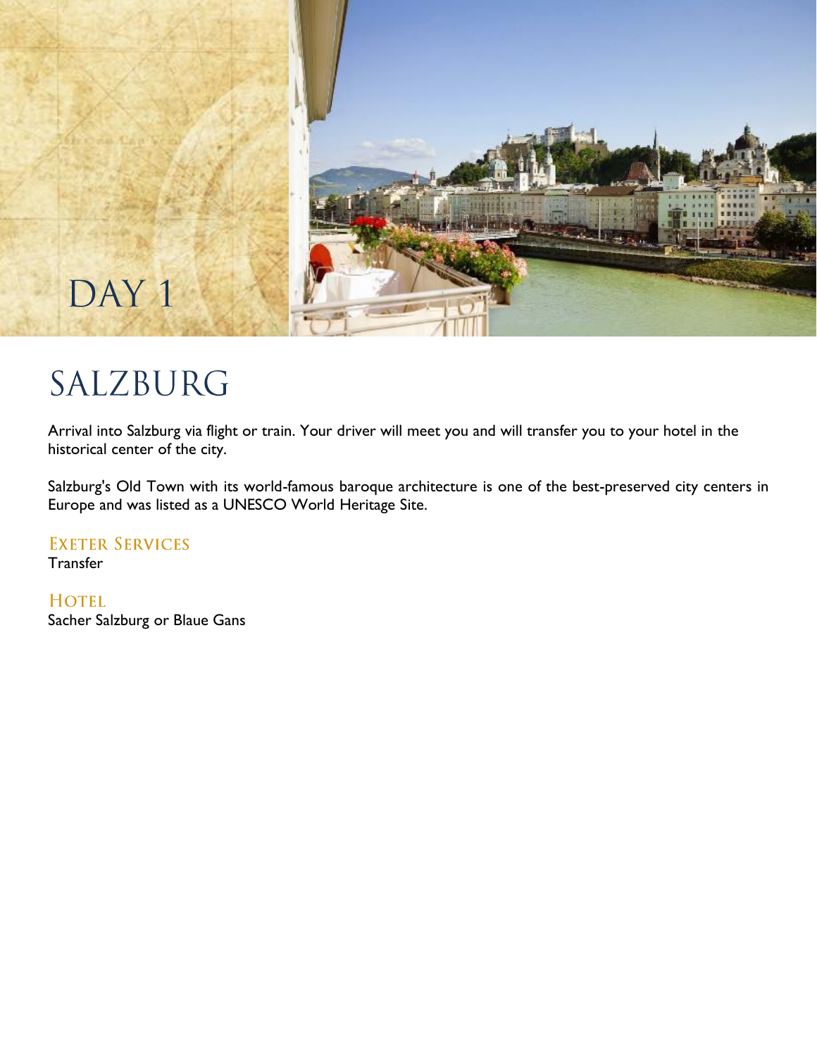# DAY 1

## SALZBURG

Arrival into Salzburg via flight or train. Your driver will meet you and will transfer you to your hotel in the historical center of the city.

Salzburg's Old Town with its world-famous baroque architecture is one of the best-preserved city centers in Europe and was listed as a UNESCO World Heritage Site.

### Exeter Services

Transfer

### Hotel

Sacher Salzburg or Blaue Gans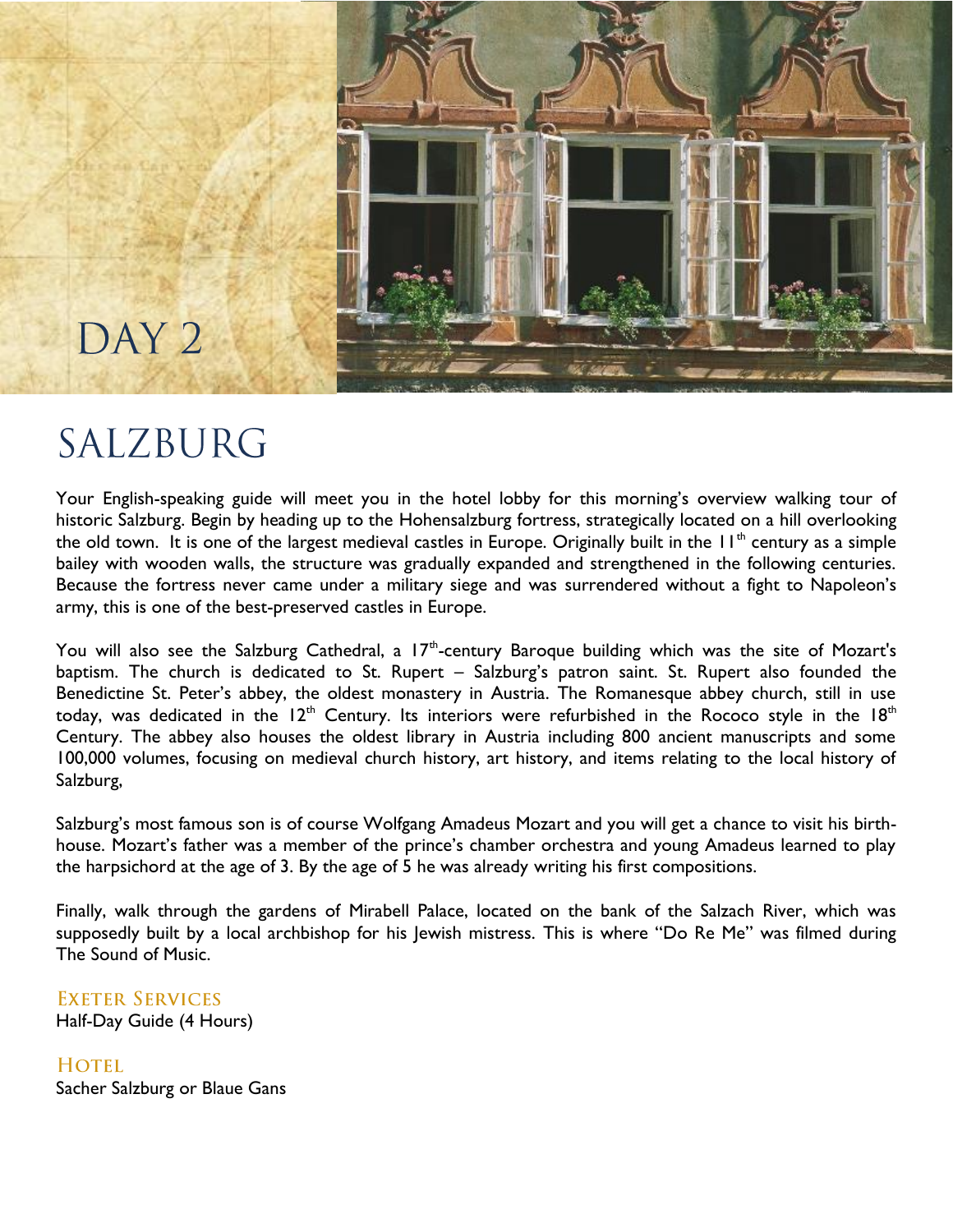# DAY 2

## SALZBURG

Your English-speaking guide will meet you in the hotel lobby for this morning's overview walking tour of historic Salzburg. Begin by heading up to the Hohensalzburg fortress, strategically located on a hill overlooking the old town. It is one of the largest medieval castles in Europe. Originally built in the 11th century as a simple bailey with wooden walls, the structure was gradually expanded and strengthened in the following centuries. Because the fortress never came under a military siege and was surrendered without a fight to Napoleon's army, this is one of the best-preserved castles in Europe.

You will also see the Salzburg Cathedral, a 17th-century Baroque building which was the site of Mozart's baptism. The church is dedicated to St. Rupert – Salzburg's patron saint. St. Rupert also founded the Benedictine St. Peter's abbey, the oldest monastery in Austria. The Romanesque abbey church, still in use today, was dedicated in the 12th Century. Its interiors were refurbished in the Rococo style in the 18th Century. The abbey also houses the oldest library in Austria including 800 ancient manuscripts and some 100,000 volumes, focusing on medieval church history, art history, and items relating to the local history of Salzburg,

Salzburg's most famous son is of course Wolfgang Amadeus Mozart and you will get a chance to visit his birth-house. Mozart's father was a member of the prince's chamber orchestra and young Amadeus learned to play the harpsichord at the age of 3. By the age of 5 he was already writing his first compositions.

Finally, walk through the gardens of Mirabell Palace, located on the bank of the Salzach River, which was supposedly built by a local archbishop for his Jewish mistress. This is where "Do Re Me" was filmed during The Sound of Music.

### Exeter Services

Half-Day Guide (4 Hours)

### Hotel

Sacher Salzburg or Blaue Gans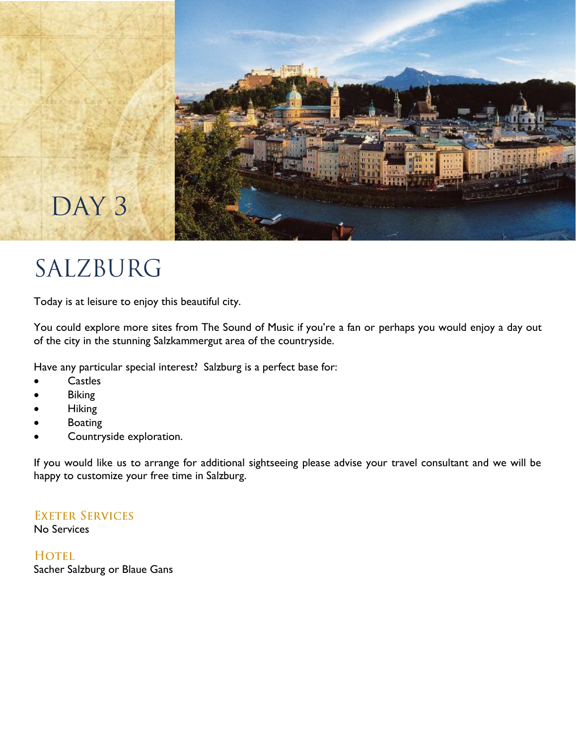# DAY 3

## SALZBURG

Today is at leisure to enjoy this beautiful city.

You could explore more sites from The Sound of Music if you're a fan or perhaps you would enjoy a day out of the city in the stunning Salzkammergut area of the countryside.

Have any particular special interest? Salzburg is a perfect base for:

- Castles
- Biking
- Hiking
- Boating
- Countryside exploration.

If you would like us to arrange for additional sightseeing please advise your travel consultant and we will be happy to customize your free time in Salzburg.

### Exeter Services

No Services

### Hotel

Sacher Salzburg or Blaue Gans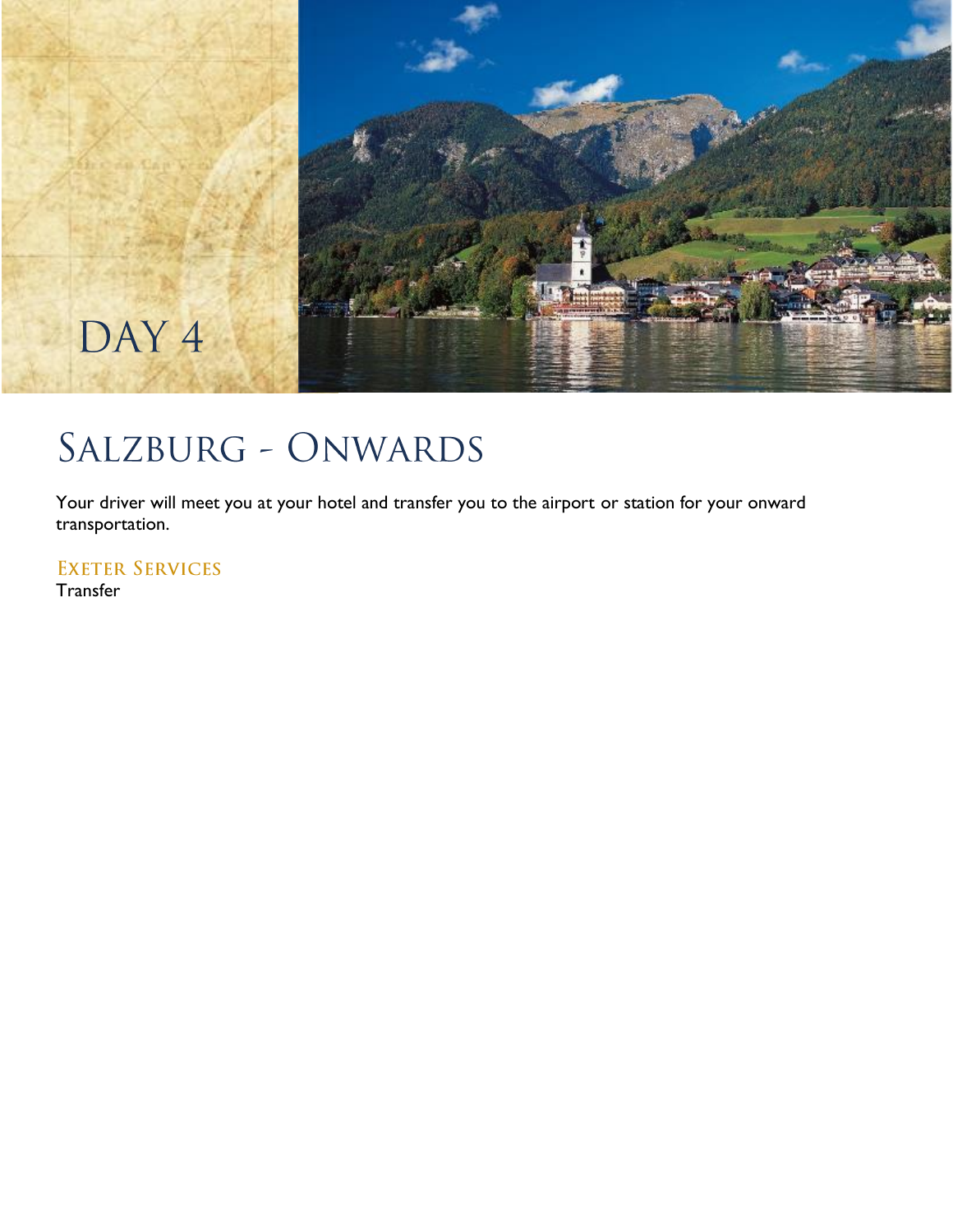# DAY 4

## Salzburg - Onwards

Your driver will meet you at your hotel and transfer you to the airport or station for your onward transportation.

### Exeter Services

Transfer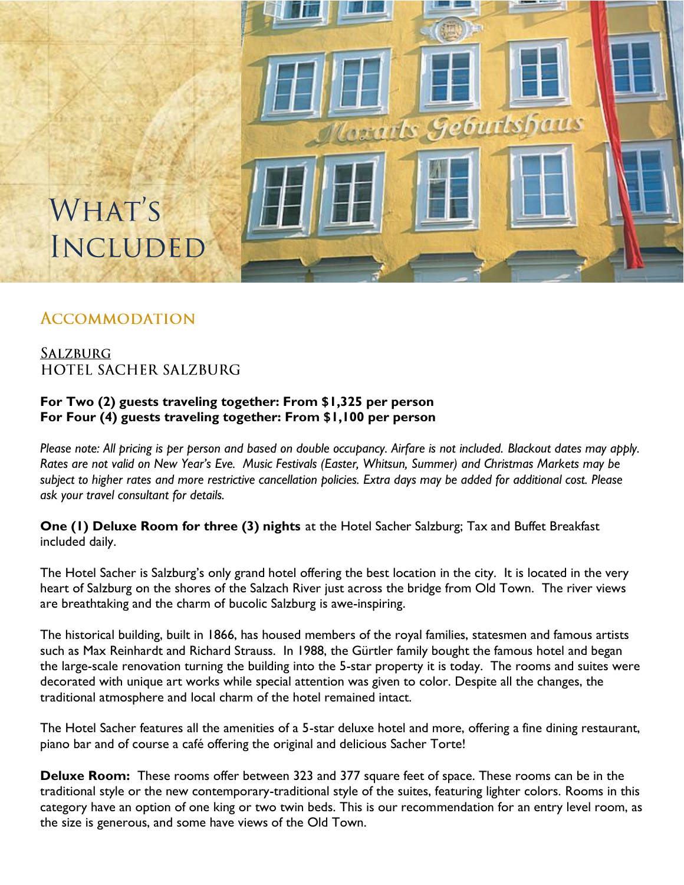# What's Included

## Accommodation

### Salzburg
HOTEL SACHER SALZBURG

**For Two (2) guests traveling together: From $1,325 per person**
**For Four (4) guests traveling together: From $1,100 per person**

*Please note: All pricing is per person and based on double occupancy. Airfare is not included. Blackout dates may apply. Rates are not valid on New Year's Eve. Music Festivals (Easter, Whitsun, Summer) and Christmas Markets may be subject to higher rates and more restrictive cancellation policies. Extra days may be added for additional cost. Please ask your travel consultant for details.*

**One (1) Deluxe Room for three (3) nights** at the Hotel Sacher Salzburg; Tax and Buffet Breakfast included daily.

The Hotel Sacher is Salzburg's only grand hotel offering the best location in the city. It is located in the very heart of Salzburg on the shores of the Salzach River just across the bridge from Old Town. The river views are breathtaking and the charm of bucolic Salzburg is awe-inspiring.

The historical building, built in 1866, has housed members of the royal families, statesmen and famous artists such as Max Reinhardt and Richard Strauss. In 1988, the Gürtler family bought the famous hotel and began the large-scale renovation turning the building into the 5-star property it is today. The rooms and suites were decorated with unique art works while special attention was given to color. Despite all the changes, the traditional atmosphere and local charm of the hotel remained intact.

The Hotel Sacher features all the amenities of a 5-star deluxe hotel and more, offering a fine dining restaurant, piano bar and of course a café offering the original and delicious Sacher Torte!

**Deluxe Room:** These rooms offer between 323 and 377 square feet of space. These rooms can be in the traditional style or the new contemporary-traditional style of the suites, featuring lighter colors. Rooms in this category have an option of one king or two twin beds. This is our recommendation for an entry level room, as the size is generous, and some have views of the Old Town.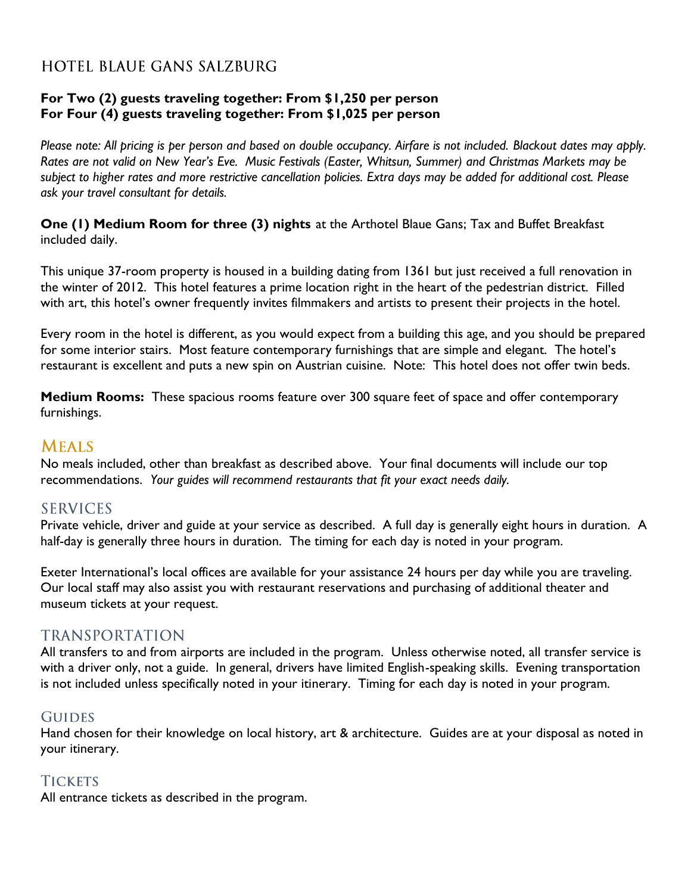## HOTEL BLAUE GANS SALZBURG

**For Two (2) guests traveling together: From $1,250 per person**
**For Four (4) guests traveling together: From $1,025 per person**

*Please note: All pricing is per person and based on double occupancy. Airfare is not included. Blackout dates may apply. Rates are not valid on New Year's Eve. Music Festivals (Easter, Whitsun, Summer) and Christmas Markets may be subject to higher rates and more restrictive cancellation policies. Extra days may be added for additional cost. Please ask your travel consultant for details.*

**One (1) Medium Room for three (3) nights** at the Arthotel Blaue Gans; Tax and Buffet Breakfast included daily.

This unique 37-room property is housed in a building dating from 1361 but just received a full renovation in the winter of 2012. This hotel features a prime location right in the heart of the pedestrian district. Filled with art, this hotel's owner frequently invites filmmakers and artists to present their projects in the hotel.

Every room in the hotel is different, as you would expect from a building this age, and you should be prepared for some interior stairs. Most feature contemporary furnishings that are simple and elegant. The hotel's restaurant is excellent and puts a new spin on Austrian cuisine. Note: This hotel does not offer twin beds.

**Medium Rooms:** These spacious rooms feature over 300 square feet of space and offer contemporary furnishings.

## MEALS

No meals included, other than breakfast as described above. Your final documents will include our top recommendations. *Your guides will recommend restaurants that fit your exact needs daily.*

## SERVICES

Private vehicle, driver and guide at your service as described. A full day is generally eight hours in duration. A half-day is generally three hours in duration. The timing for each day is noted in your program.

Exeter International's local offices are available for your assistance 24 hours per day while you are traveling. Our local staff may also assist you with restaurant reservations and purchasing of additional theater and museum tickets at your request.

## TRANSPORTATION

All transfers to and from airports are included in the program. Unless otherwise noted, all transfer service is with a driver only, not a guide. In general, drivers have limited English-speaking skills. Evening transportation is not included unless specifically noted in your itinerary. Timing for each day is noted in your program.

## GUIDES

Hand chosen for their knowledge on local history, art & architecture. Guides are at your disposal as noted in your itinerary.

## TICKETS

All entrance tickets as described in the program.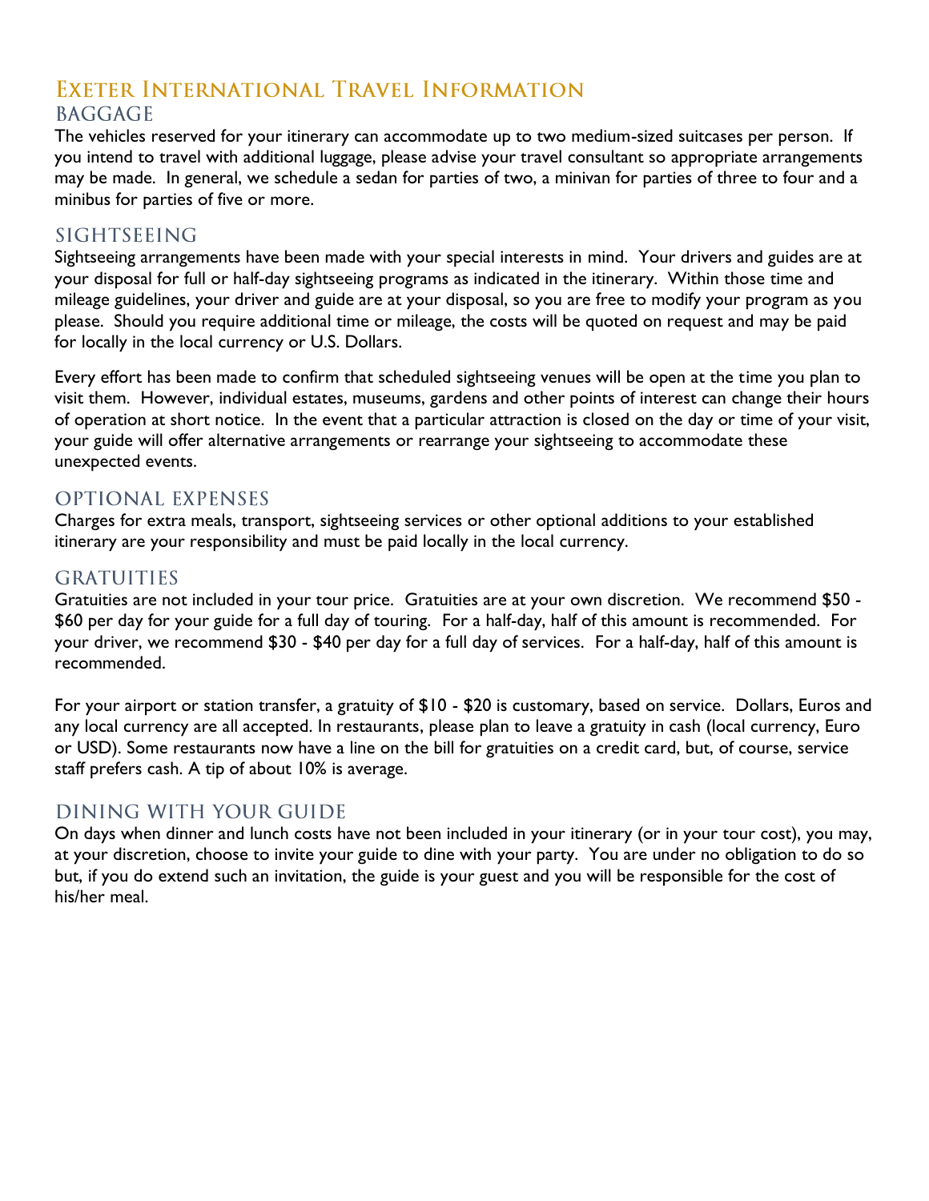# Exeter International Travel Information

## BAGGAGE

The vehicles reserved for your itinerary can accommodate up to two medium-sized suitcases per person. If you intend to travel with additional luggage, please advise your travel consultant so appropriate arrangements may be made. In general, we schedule a sedan for parties of two, a minivan for parties of three to four and a minibus for parties of five or more.

## SIGHTSEEING

Sightseeing arrangements have been made with your special interests in mind. Your drivers and guides are at your disposal for full or half-day sightseeing programs as indicated in the itinerary. Within those time and mileage guidelines, your driver and guide are at your disposal, so you are free to modify your program as you please. Should you require additional time or mileage, the costs will be quoted on request and may be paid for locally in the local currency or U.S. Dollars.

Every effort has been made to confirm that scheduled sightseeing venues will be open at the time you plan to visit them. However, individual estates, museums, gardens and other points of interest can change their hours of operation at short notice. In the event that a particular attraction is closed on the day or time of your visit, your guide will offer alternative arrangements or rearrange your sightseeing to accommodate these unexpected events.

## OPTIONAL EXPENSES

Charges for extra meals, transport, sightseeing services or other optional additions to your established itinerary are your responsibility and must be paid locally in the local currency.

## GRATUITIES

Gratuities are not included in your tour price. Gratuities are at your own discretion. We recommend $50 - $60 per day for your guide for a full day of touring. For a half-day, half of this amount is recommended. For your driver, we recommend $30 - $40 per day for a full day of services. For a half-day, half of this amount is recommended.

For your airport or station transfer, a gratuity of $10 - $20 is customary, based on service. Dollars, Euros and any local currency are all accepted. In restaurants, please plan to leave a gratuity in cash (local currency, Euro or USD). Some restaurants now have a line on the bill for gratuities on a credit card, but, of course, service staff prefers cash. A tip of about 10% is average.

## DINING WITH YOUR GUIDE

On days when dinner and lunch costs have not been included in your itinerary (or in your tour cost), you may, at your discretion, choose to invite your guide to dine with your party. You are under no obligation to do so but, if you do extend such an invitation, the guide is your guest and you will be responsible for the cost of his/her meal.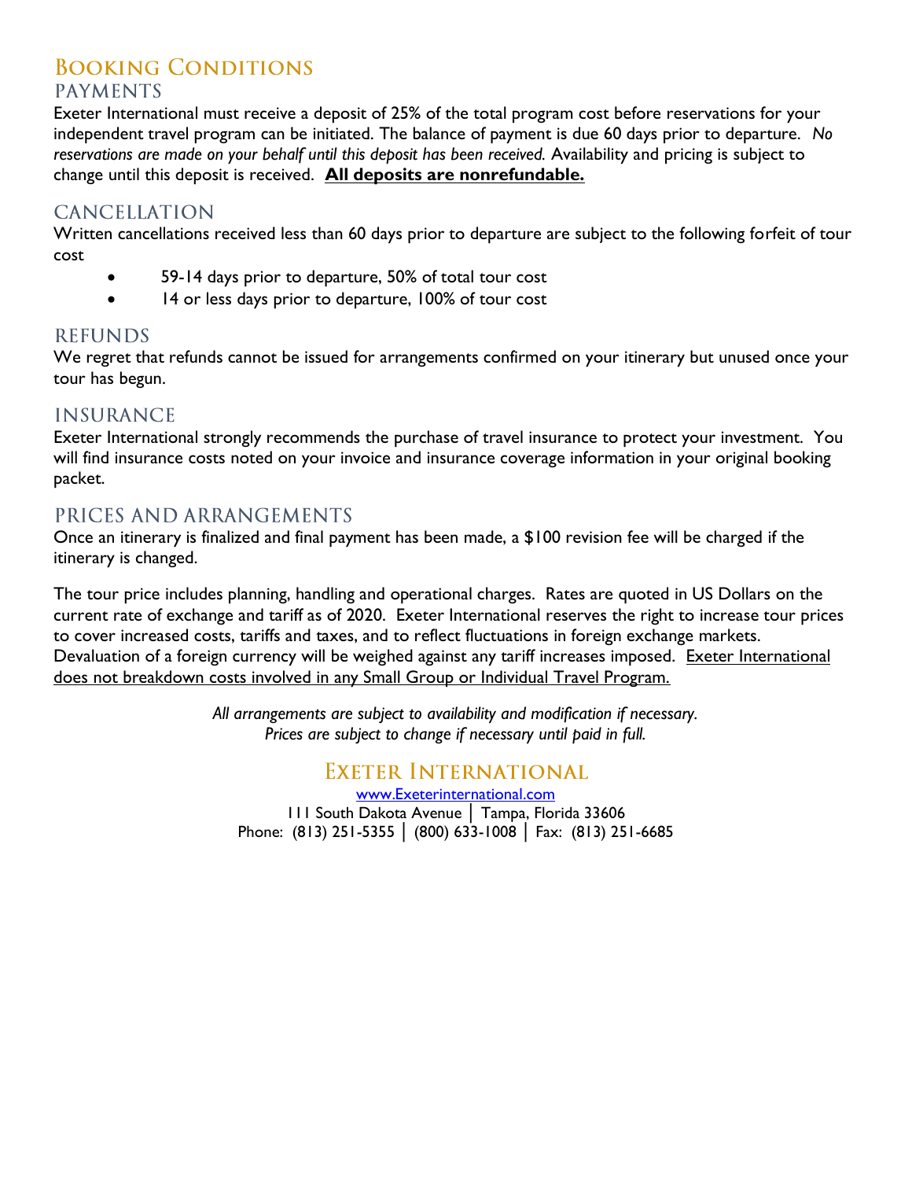# Booking Conditions

## PAYMENTS

Exeter International must receive a deposit of 25% of the total program cost before reservations for your independent travel program can be initiated. The balance of payment is due 60 days prior to departure. *No reservations are made on your behalf until this deposit has been received.* Availability and pricing is subject to change until this deposit is received. **All deposits are nonrefundable.**

## CANCELLATION

Written cancellations received less than 60 days prior to departure are subject to the following forfeit of tour cost

- 59-14 days prior to departure, 50% of total tour cost
- 14 or less days prior to departure, 100% of tour cost

## REFUNDS

We regret that refunds cannot be issued for arrangements confirmed on your itinerary but unused once your tour has begun.

## INSURANCE

Exeter International strongly recommends the purchase of travel insurance to protect your investment. You will find insurance costs noted on your invoice and insurance coverage information in your original booking packet.

## PRICES AND ARRANGEMENTS

Once an itinerary is finalized and final payment has been made, a $100 revision fee will be charged if the itinerary is changed.

The tour price includes planning, handling and operational charges. Rates are quoted in US Dollars on the current rate of exchange and tariff as of 2020. Exeter International reserves the right to increase tour prices to cover increased costs, tariffs and taxes, and to reflect fluctuations in foreign exchange markets. Devaluation of a foreign currency will be weighed against any tariff increases imposed. Exeter International does not breakdown costs involved in any Small Group or Individual Travel Program.

*All arrangements are subject to availability and modification if necessary.*
*Prices are subject to change if necessary until paid in full.*

## Exeter International

www.Exeterinternational.com
111 South Dakota Avenue | Tampa, Florida 33606
Phone: (813) 251-5355 | (800) 633-1008 | Fax: (813) 251-6685